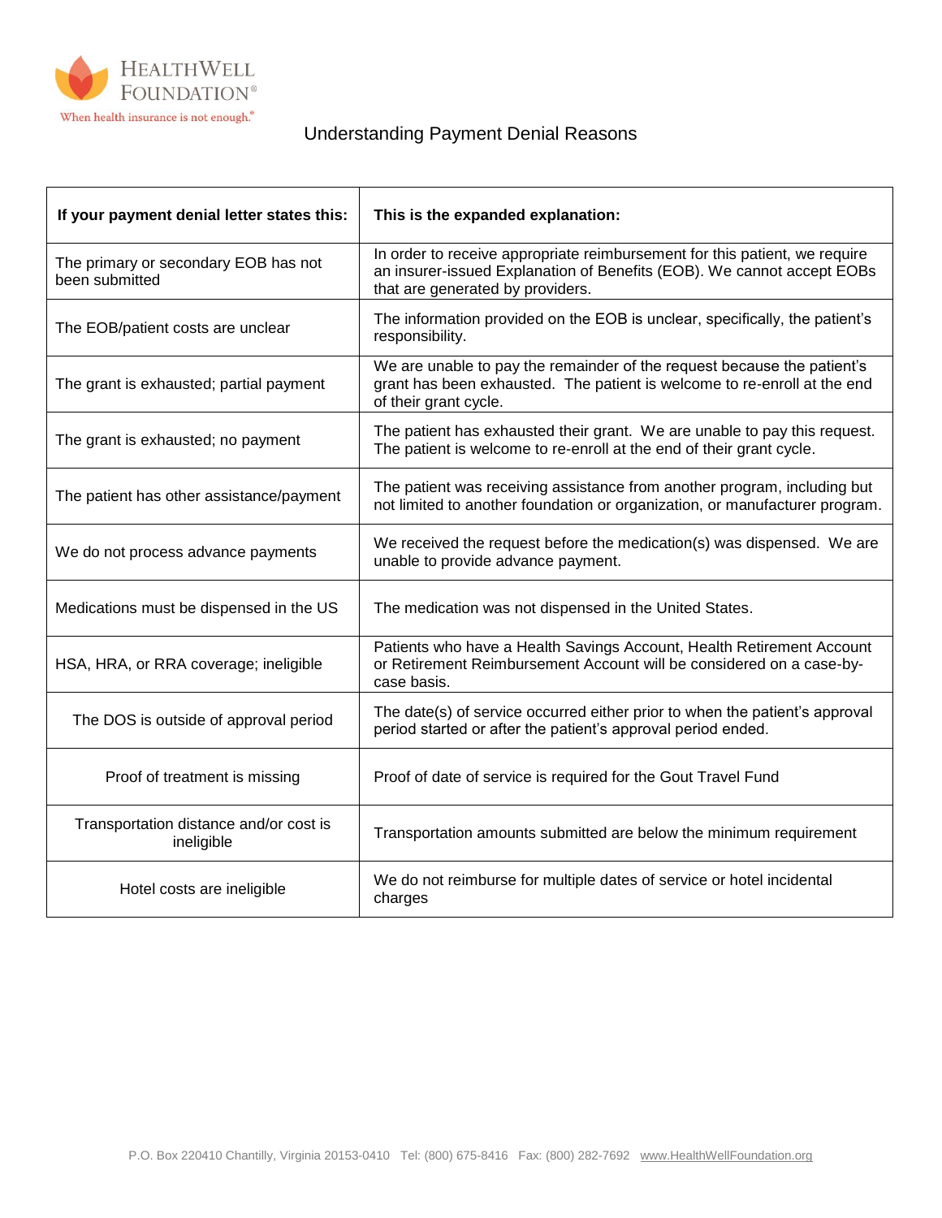HEALTHWELL FOUNDATION®

When health insurance is not enough.®

# Understanding Payment Denial Reasons

| If your payment denial letter states this: | This is the expanded explanation: |
|---|---|
| The primary or secondary EOB has not been submitted | In order to receive appropriate reimbursement for this patient, we require an insurer-issued Explanation of Benefits (EOB). We cannot accept EOBs that are generated by providers. |
| The EOB/patient costs are unclear | The information provided on the EOB is unclear, specifically, the patient's responsibility. |
| The grant is exhausted; partial payment | We are unable to pay the remainder of the request because the patient's grant has been exhausted. The patient is welcome to re-enroll at the end of their grant cycle. |
| The grant is exhausted; no payment | The patient has exhausted their grant. We are unable to pay this request. The patient is welcome to re-enroll at the end of their grant cycle. |
| The patient has other assistance/payment | The patient was receiving assistance from another program, including but not limited to another foundation or organization, or manufacturer program. |
| We do not process advance payments | We received the request before the medication(s) was dispensed. We are unable to provide advance payment. |
| Medications must be dispensed in the US | The medication was not dispensed in the United States. |
| HSA, HRA, or RRA coverage; ineligible | Patients who have a Health Savings Account, Health Retirement Account or Retirement Reimbursement Account will be considered on a case-by-case basis. |
| The DOS is outside of approval period | The date(s) of service occurred either prior to when the patient's approval period started or after the patient's approval period ended. |
| Proof of treatment is missing | Proof of date of service is required for the Gout Travel Fund |
| Transportation distance and/or cost is ineligible | Transportation amounts submitted are below the minimum requirement |
| Hotel costs are ineligible | We do not reimburse for multiple dates of service or hotel incidental charges |

P.O. Box 220410 Chantilly, Virginia 20153-0410 Tel: (800) 675-8416 Fax: (800) 282-7692 www.HealthWellFoundation.org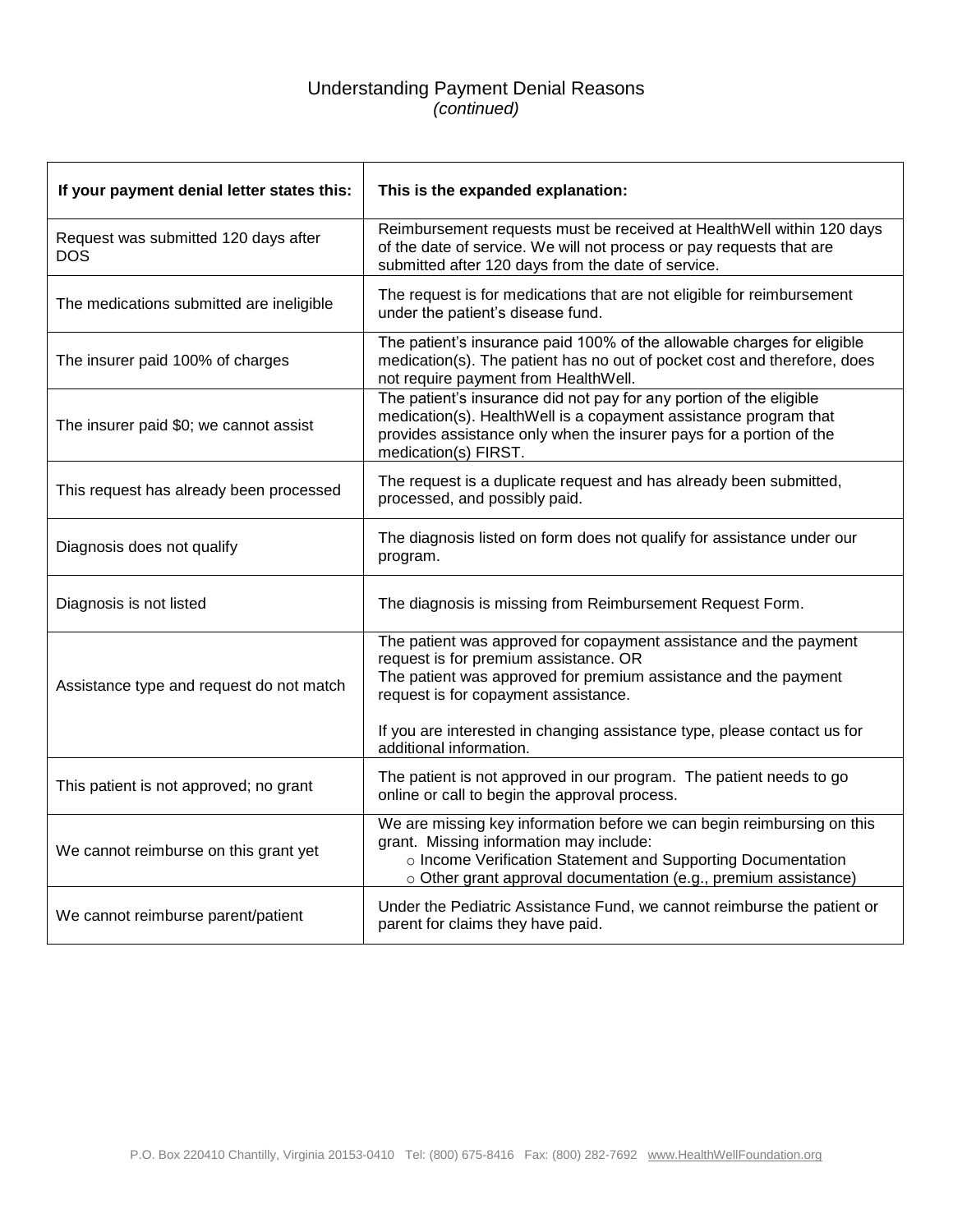## Understanding Payment Denial Reasons
*(continued)*

| If your payment denial letter states this: | This is the expanded explanation: |
|---|---|
| Request was submitted 120 days after DOS | Reimbursement requests must be received at HealthWell within 120 days of the date of service. We will not process or pay requests that are submitted after 120 days from the date of service. |
| The medications submitted are ineligible | The request is for medications that are not eligible for reimbursement under the patient's disease fund. |
| The insurer paid 100% of charges | The patient's insurance paid 100% of the allowable charges for eligible medication(s). The patient has no out of pocket cost and therefore, does not require payment from HealthWell. |
| The insurer paid $0; we cannot assist | The patient's insurance did not pay for any portion of the eligible medication(s). HealthWell is a copayment assistance program that provides assistance only when the insurer pays for a portion of the medication(s) FIRST. |
| This request has already been processed | The request is a duplicate request and has already been submitted, processed, and possibly paid. |
| Diagnosis does not qualify | The diagnosis listed on form does not qualify for assistance under our program. |
| Diagnosis is not listed | The diagnosis is missing from Reimbursement Request Form. |
| Assistance type and request do not match | The patient was approved for copayment assistance and the payment request is for premium assistance. OR<br>The patient was approved for premium assistance and the payment request is for copayment assistance.<br><br>If you are interested in changing assistance type, please contact us for additional information. |
| This patient is not approved; no grant | The patient is not approved in our program. The patient needs to go online or call to begin the approval process. |
| We cannot reimburse on this grant yet | We are missing key information before we can begin reimbursing on this grant. Missing information may include:<br>○ Income Verification Statement and Supporting Documentation<br>○ Other grant approval documentation (e.g., premium assistance) |
| We cannot reimburse parent/patient | Under the Pediatric Assistance Fund, we cannot reimburse the patient or parent for claims they have paid. |

P.O. Box 220410 Chantilly, Virginia 20153-0410 Tel: (800) 675-8416 Fax: (800) 282-7692 www.HealthWellFoundation.org